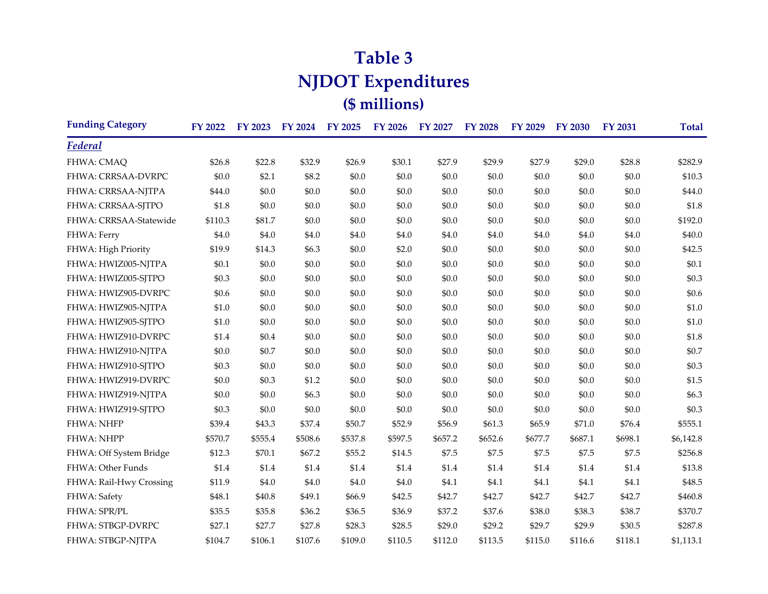# Table 3
# NJDOT Expenditures
## ($ millions)

| Funding Category | FY 2022 | FY 2023 | FY 2024 | FY 2025 | FY 2026 | FY 2027 | FY 2028 | FY 2029 | FY 2030 | FY 2031 | Total |
|---|---|---|---|---|---|---|---|---|---|---|---|
| ***Federal*** | | | | | | | | | | | |
| FHWA: CMAQ | $26.8 | $22.8 | $32.9 | $26.9 | $30.1 | $27.9 | $29.9 | $27.9 | $29.0 | $28.8 | $282.9 |
| FHWA: CRRSAA-DVRPC | $0.0 | $2.1 | $8.2 | $0.0 | $0.0 | $0.0 | $0.0 | $0.0 | $0.0 | $0.0 | $10.3 |
| FHWA: CRRSAA-NJTPA | $44.0 | $0.0 | $0.0 | $0.0 | $0.0 | $0.0 | $0.0 | $0.0 | $0.0 | $0.0 | $44.0 |
| FHWA: CRRSAA-SJTPO | $1.8 | $0.0 | $0.0 | $0.0 | $0.0 | $0.0 | $0.0 | $0.0 | $0.0 | $0.0 | $1.8 |
| FHWA: CRRSAA-Statewide | $110.3 | $81.7 | $0.0 | $0.0 | $0.0 | $0.0 | $0.0 | $0.0 | $0.0 | $0.0 | $192.0 |
| FHWA: Ferry | $4.0 | $4.0 | $4.0 | $4.0 | $4.0 | $4.0 | $4.0 | $4.0 | $4.0 | $4.0 | $40.0 |
| FHWA: High Priority | $19.9 | $14.3 | $6.3 | $0.0 | $2.0 | $0.0 | $0.0 | $0.0 | $0.0 | $0.0 | $42.5 |
| FHWA: HWIZ005-NJTPA | $0.1 | $0.0 | $0.0 | $0.0 | $0.0 | $0.0 | $0.0 | $0.0 | $0.0 | $0.0 | $0.1 |
| FHWA: HWIZ005-SJTPO | $0.3 | $0.0 | $0.0 | $0.0 | $0.0 | $0.0 | $0.0 | $0.0 | $0.0 | $0.0 | $0.3 |
| FHWA: HWIZ905-DVRPC | $0.6 | $0.0 | $0.0 | $0.0 | $0.0 | $0.0 | $0.0 | $0.0 | $0.0 | $0.0 | $0.6 |
| FHWA: HWIZ905-NJTPA | $1.0 | $0.0 | $0.0 | $0.0 | $0.0 | $0.0 | $0.0 | $0.0 | $0.0 | $0.0 | $1.0 |
| FHWA: HWIZ905-SJTPO | $1.0 | $0.0 | $0.0 | $0.0 | $0.0 | $0.0 | $0.0 | $0.0 | $0.0 | $0.0 | $1.0 |
| FHWA: HWIZ910-DVRPC | $1.4 | $0.4 | $0.0 | $0.0 | $0.0 | $0.0 | $0.0 | $0.0 | $0.0 | $0.0 | $1.8 |
| FHWA: HWIZ910-NJTPA | $0.0 | $0.7 | $0.0 | $0.0 | $0.0 | $0.0 | $0.0 | $0.0 | $0.0 | $0.0 | $0.7 |
| FHWA: HWIZ910-SJTPO | $0.3 | $0.0 | $0.0 | $0.0 | $0.0 | $0.0 | $0.0 | $0.0 | $0.0 | $0.0 | $0.3 |
| FHWA: HWIZ919-DVRPC | $0.0 | $0.3 | $1.2 | $0.0 | $0.0 | $0.0 | $0.0 | $0.0 | $0.0 | $0.0 | $1.5 |
| FHWA: HWIZ919-NJTPA | $0.0 | $0.0 | $6.3 | $0.0 | $0.0 | $0.0 | $0.0 | $0.0 | $0.0 | $0.0 | $6.3 |
| FHWA: HWIZ919-SJTPO | $0.3 | $0.0 | $0.0 | $0.0 | $0.0 | $0.0 | $0.0 | $0.0 | $0.0 | $0.0 | $0.3 |
| FHWA: NHFP | $39.4 | $43.3 | $37.4 | $50.7 | $52.9 | $56.9 | $61.3 | $65.9 | $71.0 | $76.4 | $555.1 |
| FHWA: NHPP | $570.7 | $555.4 | $508.6 | $537.8 | $597.5 | $657.2 | $652.6 | $677.7 | $687.1 | $698.1 | $6,142.8 |
| FHWA: Off System Bridge | $12.3 | $70.1 | $67.2 | $55.2 | $14.5 | $7.5 | $7.5 | $7.5 | $7.5 | $7.5 | $256.8 |
| FHWA: Other Funds | $1.4 | $1.4 | $1.4 | $1.4 | $1.4 | $1.4 | $1.4 | $1.4 | $1.4 | $1.4 | $13.8 |
| FHWA: Rail-Hwy Crossing | $11.9 | $4.0 | $4.0 | $4.0 | $4.0 | $4.1 | $4.1 | $4.1 | $4.1 | $4.1 | $48.5 |
| FHWA: Safety | $48.1 | $40.8 | $49.1 | $66.9 | $42.5 | $42.7 | $42.7 | $42.7 | $42.7 | $42.7 | $460.8 |
| FHWA: SPR/PL | $35.5 | $35.8 | $36.2 | $36.5 | $36.9 | $37.2 | $37.6 | $38.0 | $38.3 | $38.7 | $370.7 |
| FHWA: STBGP-DVRPC | $27.1 | $27.7 | $27.8 | $28.3 | $28.5 | $29.0 | $29.2 | $29.7 | $29.9 | $30.5 | $287.8 |
| FHWA: STBGP-NJTPA | $104.7 | $106.1 | $107.6 | $109.0 | $110.5 | $112.0 | $113.5 | $115.0 | $116.6 | $118.1 | $1,113.1 |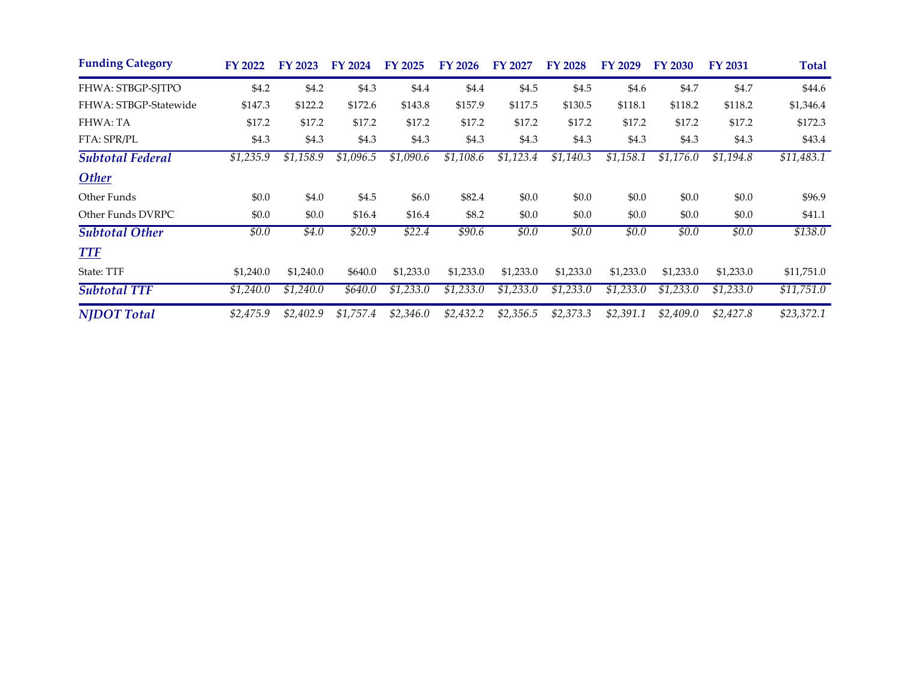| Funding Category | FY 2022 | FY 2023 | FY 2024 | FY 2025 | FY 2026 | FY 2027 | FY 2028 | FY 2029 | FY 2030 | FY 2031 | Total |
|---|---|---|---|---|---|---|---|---|---|---|---|
| FHWA: STBGP-SJTPO | $4.2 | $4.2 | $4.3 | $4.4 | $4.4 | $4.5 | $4.5 | $4.6 | $4.7 | $4.7 | $44.6 |
| FHWA: STBGP-Statewide | $147.3 | $122.2 | $172.6 | $143.8 | $157.9 | $117.5 | $130.5 | $118.1 | $118.2 | $118.2 | $1,346.4 |
| FHWA: TA | $17.2 | $17.2 | $17.2 | $17.2 | $17.2 | $17.2 | $17.2 | $17.2 | $17.2 | $17.2 | $172.3 |
| FTA: SPR/PL | $4.3 | $4.3 | $4.3 | $4.3 | $4.3 | $4.3 | $4.3 | $4.3 | $4.3 | $4.3 | $43.4 |
| ***Subtotal Federal*** | *$1,235.9* | *$1,158.9* | *$1,096.5* | *$1,090.6* | *$1,108.6* | *$1,123.4* | *$1,140.3* | *$1,158.1* | *$1,176.0* | *$1,194.8* | *$11,483.1* |
| ***Other*** | | | | | | | | | | | |
| Other Funds | $0.0 | $4.0 | $4.5 | $6.0 | $82.4 | $0.0 | $0.0 | $0.0 | $0.0 | $0.0 | $96.9 |
| Other Funds DVRPC | $0.0 | $0.0 | $16.4 | $16.4 | $8.2 | $0.0 | $0.0 | $0.0 | $0.0 | $0.0 | $41.1 |
| ***Subtotal Other*** | *$0.0* | *$4.0* | *$20.9* | *$22.4* | *$90.6* | *$0.0* | *$0.0* | *$0.0* | *$0.0* | *$0.0* | *$138.0* |
| ***TTF*** | | | | | | | | | | | |
| State: TTF | $1,240.0 | $1,240.0 | $640.0 | $1,233.0 | $1,233.0 | $1,233.0 | $1,233.0 | $1,233.0 | $1,233.0 | $1,233.0 | $11,751.0 |
| ***Subtotal TTF*** | *$1,240.0* | *$1,240.0* | *$640.0* | *$1,233.0* | *$1,233.0* | *$1,233.0* | *$1,233.0* | *$1,233.0* | *$1,233.0* | *$1,233.0* | *$11,751.0* |
| ***NJDOT Total*** | *$2,475.9* | *$2,402.9* | *$1,757.4* | *$2,346.0* | *$2,432.2* | *$2,356.5* | *$2,373.3* | *$2,391.1* | *$2,409.0* | *$2,427.8* | *$23,372.1* |